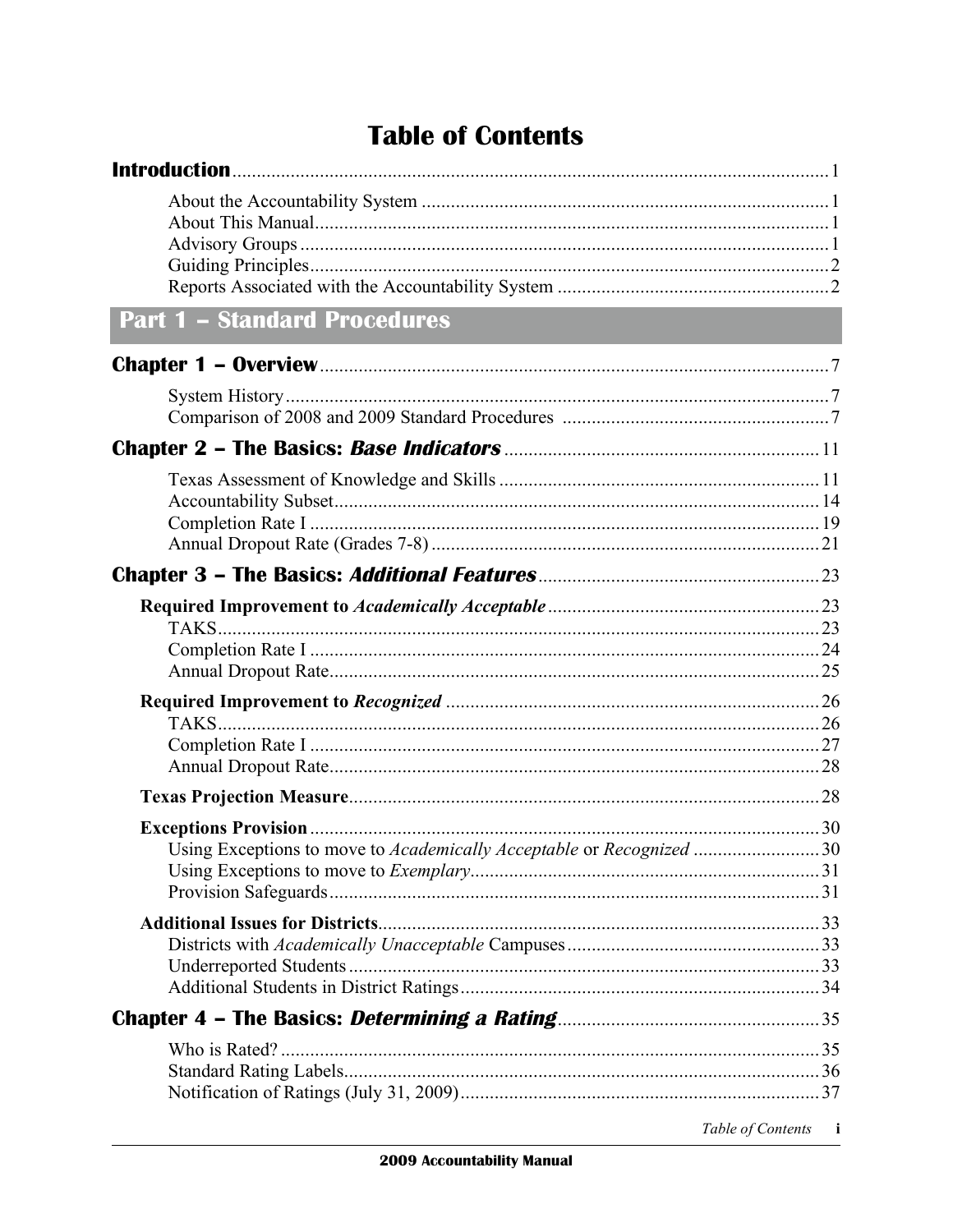# Table of Contents

**Introduction** .......... 1

- About the Accountability System .......... 1
- About This Manual .......... 1
- Advisory Groups .......... 1
- Guiding Principles .......... 2
- Reports Associated with the Accountability System .......... 2

## Part 1 – Standard Procedures

**Chapter 1 – Overview** .......... 7

- System History .......... 7
- Comparison of 2008 and 2009 Standard Procedures .......... 7

**Chapter 2 – The Basics: *Base Indicators*** .......... 11

- Texas Assessment of Knowledge and Skills .......... 11
- Accountability Subset .......... 14
- Completion Rate I .......... 19
- Annual Dropout Rate (Grades 7-8) .......... 21

**Chapter 3 – The Basics: *Additional Features*** .......... 23

**Required Improvement to *Academically Acceptable*** .......... 23

- TAKS .......... 23
- Completion Rate I .......... 24
- Annual Dropout Rate .......... 25

**Required Improvement to *Recognized*** .......... 26

- TAKS .......... 26
- Completion Rate I .......... 27
- Annual Dropout Rate .......... 28

**Texas Projection Measure** .......... 28

**Exceptions Provision** .......... 30

- Using Exceptions to move to *Academically Acceptable* or *Recognized* .......... 30
- Using Exceptions to move to *Exemplary* .......... 31
- Provision Safeguards .......... 31

**Additional Issues for Districts** .......... 33

- Districts with *Academically Unacceptable* Campuses .......... 33
- Underreported Students .......... 33
- Additional Students in District Ratings .......... 34

**Chapter 4 – The Basics: *Determining a Rating*** .......... 35

- Who is Rated? .......... 35
- Standard Rating Labels .......... 36
- Notification of Ratings (July 31, 2009) .......... 37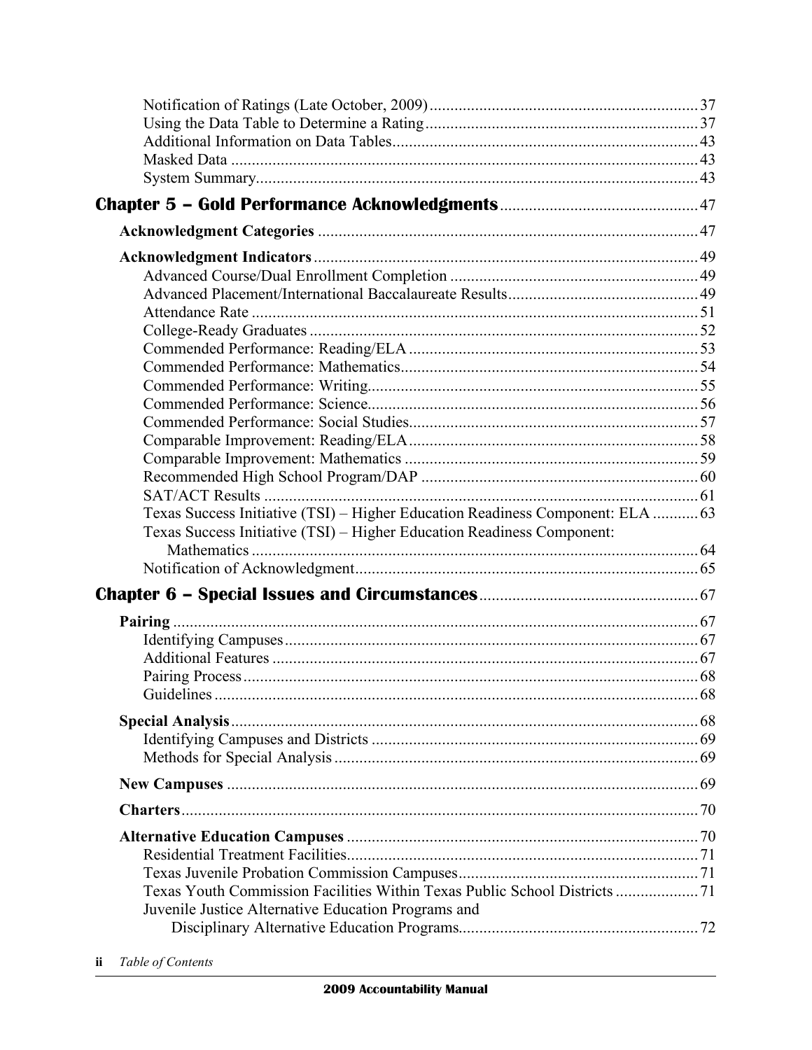- Notification of Ratings (Late October, 2009) ... 37
- Using the Data Table to Determine a Rating ... 37
- Additional Information on Data Tables ... 43
- Masked Data ... 43
- System Summary ... 43

## Chapter 5 – Gold Performance Acknowledgments ... 47

**Acknowledgment Categories** ... 47

**Acknowledgment Indicators** ... 49

- Advanced Course/Dual Enrollment Completion ... 49
- Advanced Placement/International Baccalaureate Results ... 49
- Attendance Rate ... 51
- College-Ready Graduates ... 52
- Commended Performance: Reading/ELA ... 53
- Commended Performance: Mathematics ... 54
- Commended Performance: Writing ... 55
- Commended Performance: Science ... 56
- Commended Performance: Social Studies ... 57
- Comparable Improvement: Reading/ELA ... 58
- Comparable Improvement: Mathematics ... 59
- Recommended High School Program/DAP ... 60
- SAT/ACT Results ... 61
- Texas Success Initiative (TSI) – Higher Education Readiness Component: ELA ... 63
- Texas Success Initiative (TSI) – Higher Education Readiness Component: Mathematics ... 64
- Notification of Acknowledgment ... 65

## Chapter 6 – Special Issues and Circumstances ... 67

**Pairing** ... 67

- Identifying Campuses ... 67
- Additional Features ... 67
- Pairing Process ... 68
- Guidelines ... 68

**Special Analysis** ... 68

- Identifying Campuses and Districts ... 69
- Methods for Special Analysis ... 69

**New Campuses** ... 69

**Charters** ... 70

**Alternative Education Campuses** ... 70

- Residential Treatment Facilities ... 71
- Texas Juvenile Probation Commission Campuses ... 71
- Texas Youth Commission Facilities Within Texas Public School Districts ... 71
- Juvenile Justice Alternative Education Programs and Disciplinary Alternative Education Programs ... 72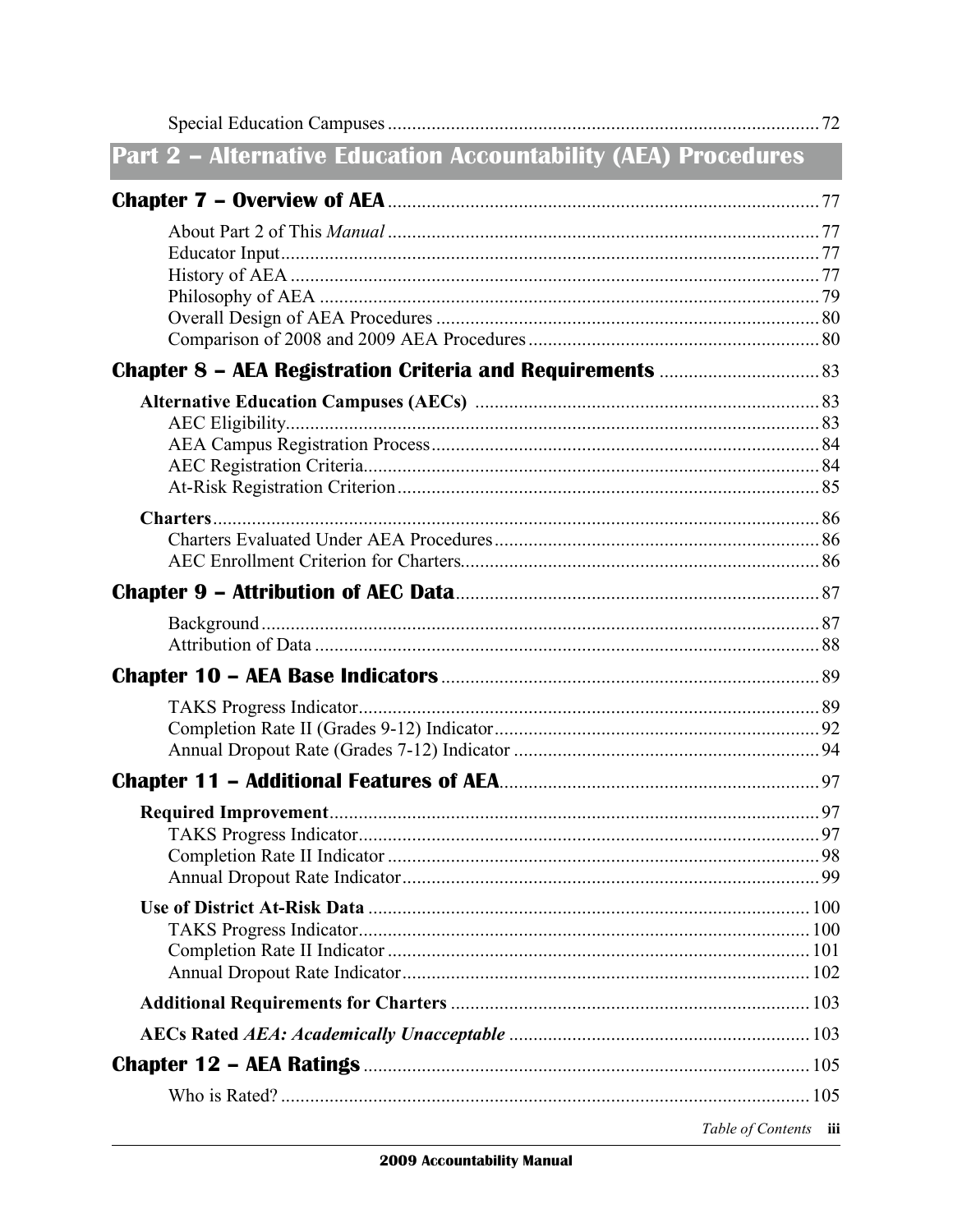Special Education Campuses ........................................................................................ 72

## Part 2 – Alternative Education Accountability (AEA) Procedures

**Chapter 7 – Overview of AEA** ........................................................................................ 77

About Part 2 of This *Manual* ........................................................................................ 77
Educator Input ........................................................................................ 77
History of AEA ........................................................................................ 77
Philosophy of AEA ........................................................................................ 79
Overall Design of AEA Procedures ........................................................................................ 80
Comparison of 2008 and 2009 AEA Procedures ........................................................................................ 80

**Chapter 8 – AEA Registration Criteria and Requirements** ........................................................................................ 83

**Alternative Education Campuses (AECs)** ........................................................................................ 83
AEC Eligibility ........................................................................................ 83
AEA Campus Registration Process ........................................................................................ 84
AEC Registration Criteria ........................................................................................ 84
At-Risk Registration Criterion ........................................................................................ 85

**Charters** ........................................................................................ 86
Charters Evaluated Under AEA Procedures ........................................................................................ 86
AEC Enrollment Criterion for Charters ........................................................................................ 86

**Chapter 9 – Attribution of AEC Data** ........................................................................................ 87

Background ........................................................................................ 87
Attribution of Data ........................................................................................ 88

**Chapter 10 – AEA Base Indicators** ........................................................................................ 89

TAKS Progress Indicator ........................................................................................ 89
Completion Rate II (Grades 9-12) Indicator ........................................................................................ 92
Annual Dropout Rate (Grades 7-12) Indicator ........................................................................................ 94

**Chapter 11 – Additional Features of AEA** ........................................................................................ 97

**Required Improvement** ........................................................................................ 97
TAKS Progress Indicator ........................................................................................ 97
Completion Rate II Indicator ........................................................................................ 98
Annual Dropout Rate Indicator ........................................................................................ 99

**Use of District At-Risk Data** ........................................................................................ 100
TAKS Progress Indicator ........................................................................................ 100
Completion Rate II Indicator ........................................................................................ 101
Annual Dropout Rate Indicator ........................................................................................ 102

**Additional Requirements for Charters** ........................................................................................ 103

**AECs Rated *AEA: Academically Unacceptable*** ........................................................................................ 103

**Chapter 12 – AEA Ratings** ........................................................................................ 105

Who is Rated? ........................................................................................ 105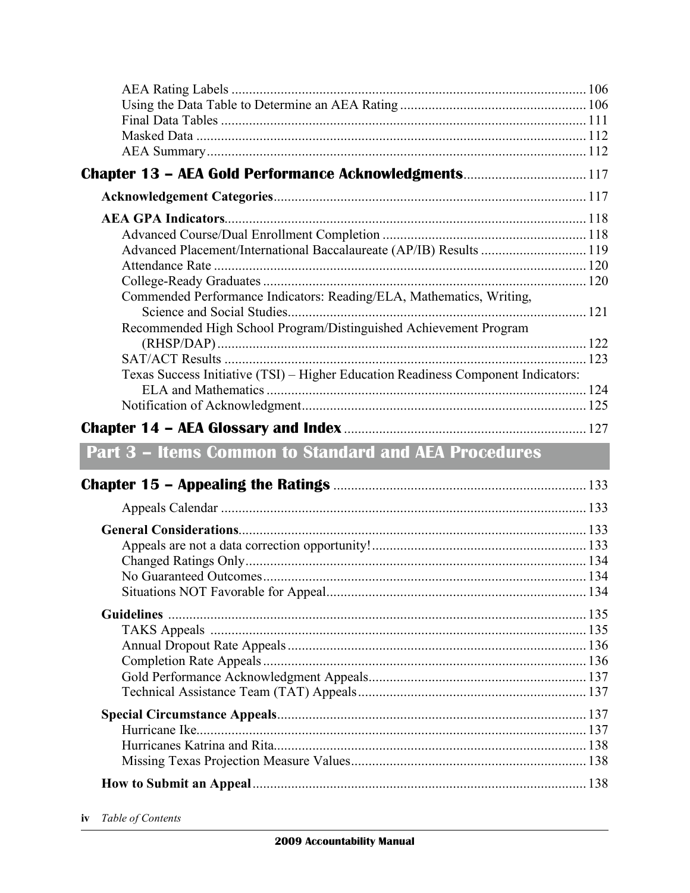- AEA Rating Labels ..................................................................................................... 106
- Using the Data Table to Determine an AEA Rating ..................................................... 106
- Final Data Tables ........................................................................................................ 111
- Masked Data ............................................................................................................... 112
- AEA Summary ............................................................................................................. 112

## Chapter 13 – AEA Gold Performance Acknowledgments .................................. 117

**Acknowledgement Categories** ......................................................................................... 117

**AEA GPA Indicators** ...................................................................................................... 118

- Advanced Course/Dual Enrollment Completion .......................................................... 118
- Advanced Placement/International Baccalaureate (AP/IB) Results .............................. 119
- Attendance Rate .......................................................................................................... 120
- College-Ready Graduates ............................................................................................ 120
- Commended Performance Indicators: Reading/ELA, Mathematics, Writing, Science and Social Studies ..................................................................................... 121
- Recommended High School Program/Distinguished Achievement Program (RHSP/DAP) ......................................................................................................... 122
- SAT/ACT Results ....................................................................................................... 123
- Texas Success Initiative (TSI) – Higher Education Readiness Component Indicators: ELA and Mathematics ........................................................................................... 124
- Notification of Acknowledgment ................................................................................. 125

## Chapter 14 – AEA Glossary and Index ..................................................................... 127

# Part 3 – Items Common to Standard and AEA Procedures

## Chapter 15 – Appealing the Ratings ........................................................................ 133

- Appeals Calendar ........................................................................................................ 133

**General Considerations** ................................................................................................... 133

- Appeals are not a data correction opportunity! ............................................................. 133
- Changed Ratings Only ................................................................................................. 134
- No Guaranteed Outcomes ............................................................................................ 134
- Situations NOT Favorable for Appeal .......................................................................... 134

**Guidelines** ....................................................................................................................... 135

- TAKS Appeals ............................................................................................................ 135
- Annual Dropout Rate Appeals ..................................................................................... 136
- Completion Rate Appeals ............................................................................................ 136
- Gold Performance Acknowledgment Appeals .............................................................. 137
- Technical Assistance Team (TAT) Appeals ................................................................. 137

**Special Circumstance Appeals** ........................................................................................ 137

- Hurricane Ike ............................................................................................................... 137
- Hurricanes Katrina and Rita ......................................................................................... 138
- Missing Texas Projection Measure Values ................................................................... 138

**How to Submit an Appeal** ............................................................................................... 138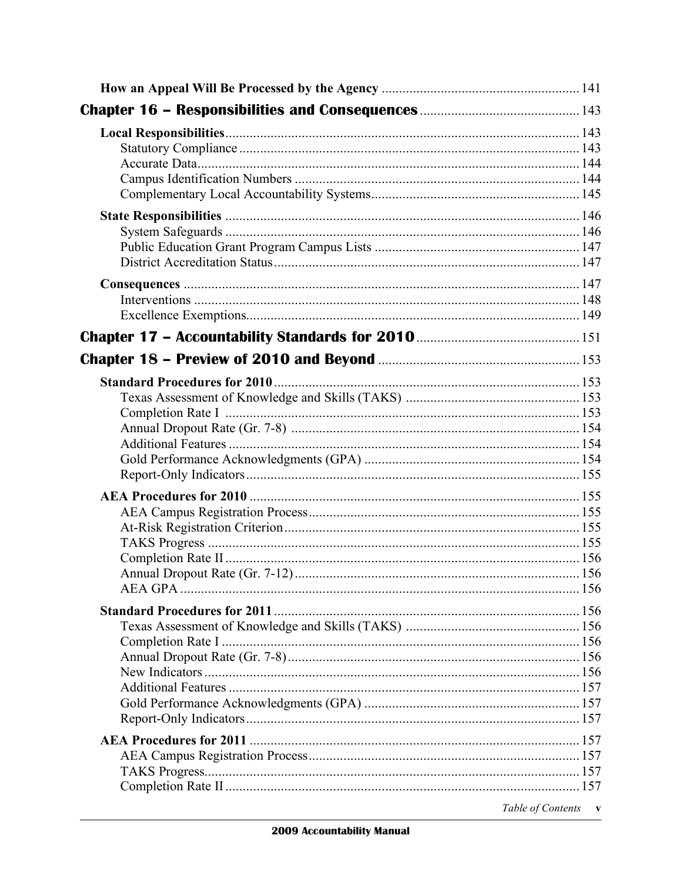**How an Appeal Will Be Processed by the Agency** ........................................................ 141

**Chapter 16 – Responsibilities and Consequences** ............................................. 143

**Local Responsibilities** ..................................................................................................... 143
- Statutory Compliance ................................................................................................. 143
- Accurate Data ............................................................................................................. 144
- Campus Identification Numbers ................................................................................. 144
- Complementary Local Accountability Systems ........................................................... 145

**State Responsibilities** ..................................................................................................... 146
- System Safeguards ..................................................................................................... 146
- Public Education Grant Program Campus Lists ........................................................... 147
- District Accreditation Status ....................................................................................... 147

**Consequences** ................................................................................................................. 147
- Interventions .............................................................................................................. 148
- Excellence Exemptions ................................................................................................ 149

**Chapter 17 – Accountability Standards for 2010** .............................................. 151

**Chapter 18 – Preview of 2010 and Beyond** ......................................................... 153

**Standard Procedures for 2010** ....................................................................................... 153
- Texas Assessment of Knowledge and Skills (TAKS) .................................................. 153
- Completion Rate I ..................................................................................................... 153
- Annual Dropout Rate (Gr. 7-8) .................................................................................. 154
- Additional Features .................................................................................................... 154
- Gold Performance Acknowledgments (GPA) ............................................................. 154
- Report-Only Indicators ............................................................................................... 155

**AEA Procedures for 2010** ............................................................................................... 155
- AEA Campus Registration Process ............................................................................. 155
- At-Risk Registration Criterion .................................................................................... 155
- TAKS Progress ........................................................................................................... 155
- Completion Rate II ..................................................................................................... 156
- Annual Dropout Rate (Gr. 7-12) ................................................................................. 156
- AEA GPA .................................................................................................................. 156

**Standard Procedures for 2011** ....................................................................................... 156
- Texas Assessment of Knowledge and Skills (TAKS) .................................................. 156
- Completion Rate I ...................................................................................................... 156
- Annual Dropout Rate (Gr. 7-8) ................................................................................... 156
- New Indicators ........................................................................................................... 156
- Additional Features .................................................................................................... 157
- Gold Performance Acknowledgments (GPA) ............................................................. 157
- Report-Only Indicators ............................................................................................... 157

**AEA Procedures for 2011** ............................................................................................... 157
- AEA Campus Registration Process ............................................................................. 157
- TAKS Progress ........................................................................................................... 157
- Completion Rate II ..................................................................................................... 157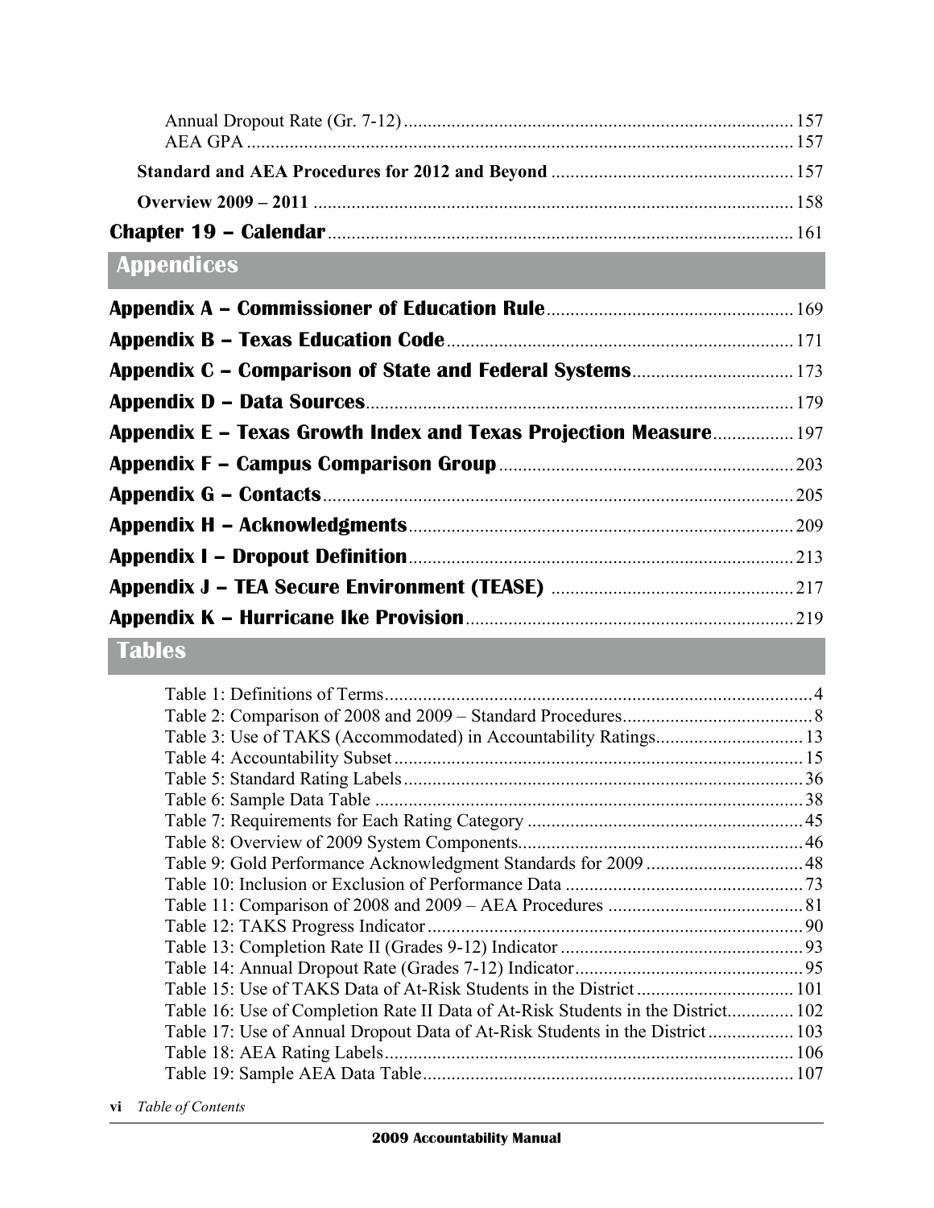Annual Dropout Rate (Gr. 7-12) ........ 157
AEA GPA ........ 157

**Standard and AEA Procedures for 2012 and Beyond** ........ 157

**Overview 2009 – 2011** ........ 158

**Chapter 19 – Calendar** ........ 161

## Appendices

**Appendix A – Commissioner of Education Rule** ........ 169

**Appendix B – Texas Education Code** ........ 171

**Appendix C – Comparison of State and Federal Systems** ........ 173

**Appendix D – Data Sources** ........ 179

**Appendix E – Texas Growth Index and Texas Projection Measure** ........ 197

**Appendix F – Campus Comparison Group** ........ 203

**Appendix G – Contacts** ........ 205

**Appendix H – Acknowledgments** ........ 209

**Appendix I – Dropout Definition** ........ 213

**Appendix J – TEA Secure Environment (TEASE)** ........ 217

**Appendix K – Hurricane Ike Provision** ........ 219

## Tables

Table 1: Definitions of Terms ........ 4
Table 2: Comparison of 2008 and 2009 – Standard Procedures ........ 8
Table 3: Use of TAKS (Accommodated) in Accountability Ratings ........ 13
Table 4: Accountability Subset ........ 15
Table 5: Standard Rating Labels ........ 36
Table 6: Sample Data Table ........ 38
Table 7: Requirements for Each Rating Category ........ 45
Table 8: Overview of 2009 System Components ........ 46
Table 9: Gold Performance Acknowledgment Standards for 2009 ........ 48
Table 10: Inclusion or Exclusion of Performance Data ........ 73
Table 11: Comparison of 2008 and 2009 – AEA Procedures ........ 81
Table 12: TAKS Progress Indicator ........ 90
Table 13: Completion Rate II (Grades 9-12) Indicator ........ 93
Table 14: Annual Dropout Rate (Grades 7-12) Indicator ........ 95
Table 15: Use of TAKS Data of At-Risk Students in the District ........ 101
Table 16: Use of Completion Rate II Data of At-Risk Students in the District ........ 102
Table 17: Use of Annual Dropout Data of At-Risk Students in the District ........ 103
Table 18: AEA Rating Labels ........ 106
Table 19: Sample AEA Data Table ........ 107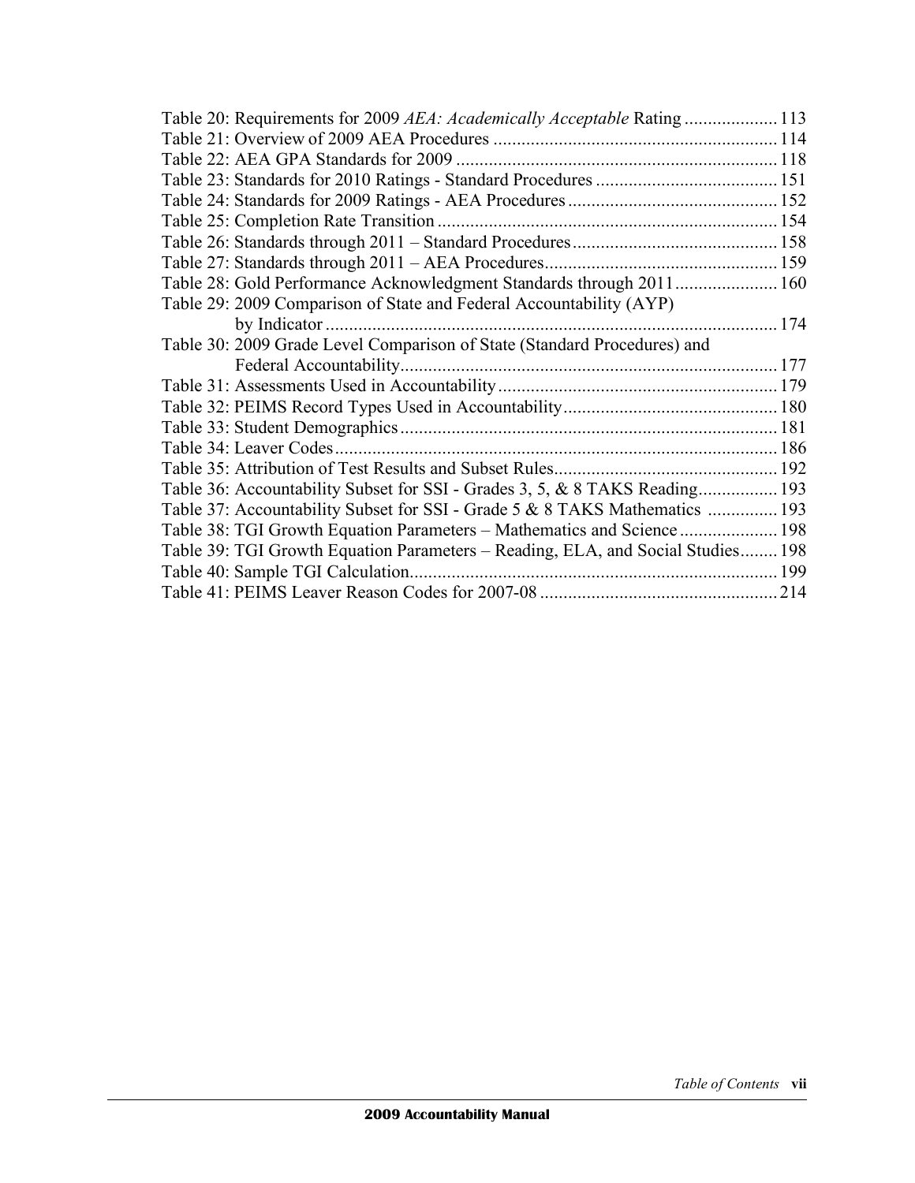Table 20: Requirements for 2009 *AEA: Academically Acceptable* Rating .................... 113
Table 21: Overview of 2009 AEA Procedures ............................................................. 114
Table 22: AEA GPA Standards for 2009 ..................................................................... 118
Table 23: Standards for 2010 Ratings - Standard Procedures ....................................... 151
Table 24: Standards for 2009 Ratings - AEA Procedures ............................................. 152
Table 25: Completion Rate Transition ......................................................................... 154
Table 26: Standards through 2011 – Standard Procedures ............................................ 158
Table 27: Standards through 2011 – AEA Procedures .................................................. 159
Table 28: Gold Performance Acknowledgment Standards through 2011 ...................... 160
Table 29: 2009 Comparison of State and Federal Accountability (AYP) by Indicator ................................................................................................. 174
Table 30: 2009 Grade Level Comparison of State (Standard Procedures) and Federal Accountability ................................................................................. 177
Table 31: Assessments Used in Accountability ............................................................ 179
Table 32: PEIMS Record Types Used in Accountability .............................................. 180
Table 33: Student Demographics ................................................................................. 181
Table 34: Leaver Codes ............................................................................................... 186
Table 35: Attribution of Test Results and Subset Rules ................................................ 192
Table 36: Accountability Subset for SSI - Grades 3, 5, & 8 TAKS Reading ................. 193
Table 37: Accountability Subset for SSI - Grade 5 & 8 TAKS Mathematics ............... 193
Table 38: TGI Growth Equation Parameters – Mathematics and Science ..................... 198
Table 39: TGI Growth Equation Parameters – Reading, ELA, and Social Studies ........ 198
Table 40: Sample TGI Calculation ............................................................................... 199
Table 41: PEIMS Leaver Reason Codes for 2007-08 ................................................... 214